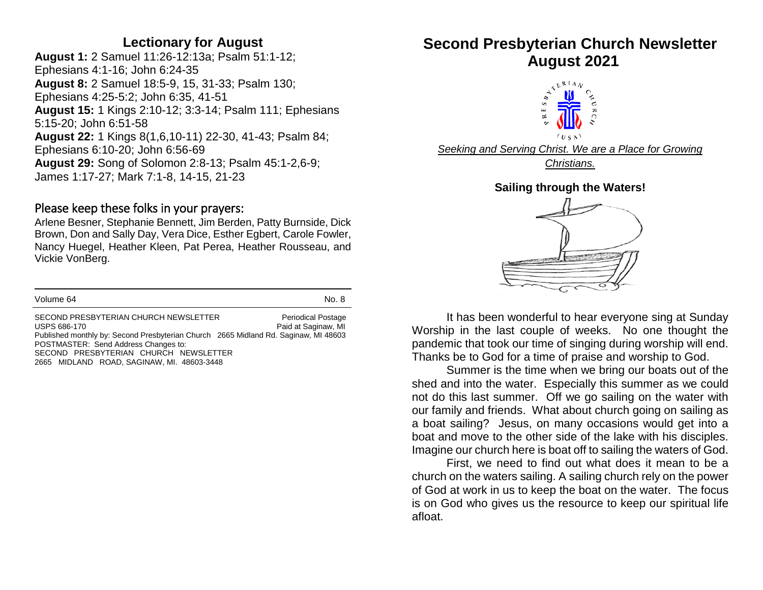## Lectionary for August

**August 1:** 2 Samuel 11:26-12:13a; Psalm 51:1-12; Ephesians 4:1-16; John 6:24-35
**August 8:** 2 Samuel 18:5-9, 15, 31-33; Psalm 130; Ephesians 4:25-5:2; John 6:35, 41-51
**August 15:** 1 Kings 2:10-12; 3:3-14; Psalm 111; Ephesians 5:15-20; John 6:51-58
**August 22:** 1 Kings 8(1,6,10-11) 22-30, 41-43; Psalm 84; Ephesians 6:10-20; John 6:56-69
**August 29:** Song of Solomon 2:8-13; Psalm 45:1-2,6-9; James 1:17-27; Mark 7:1-8, 14-15, 21-23

## Please keep these folks in your prayers:

Arlene Besner, Stephanie Bennett, Jim Berden, Patty Burnside, Dick Brown, Don and Sally Day, Vera Dice, Esther Egbert, Carole Fowler, Nancy Huegel, Heather Kleen, Pat Perea, Heather Rousseau, and Vickie VonBerg.

---

Volume 64 No. 8

SECOND PRESBYTERIAN CHURCH NEWSLETTER Periodical Postage
USPS 686-170 Paid at Saginaw, MI
Published monthly by: Second Presbyterian Church 2665 Midland Rd. Saginaw, MI 48603
POSTMASTER: Send Address Changes to:
SECOND PRESBYTERIAN CHURCH NEWSLETTER
2665 MIDLAND ROAD, SAGINAW, MI. 48603-3448

# Second Presbyterian Church Newsletter August 2021

*Seeking and Serving Christ. We are a Place for Growing Christians.*

### Sailing through the Waters!

It has been wonderful to hear everyone sing at Sunday Worship in the last couple of weeks. No one thought the pandemic that took our time of singing during worship will end. Thanks be to God for a time of praise and worship to God.

Summer is the time when we bring our boats out of the shed and into the water. Especially this summer as we could not do this last summer. Off we go sailing on the water with our family and friends. What about church going on sailing as a boat sailing? Jesus, on many occasions would get into a boat and move to the other side of the lake with his disciples. Imagine our church here is boat off to sailing the waters of God.

First, we need to find out what does it mean to be a church on the waters sailing. A sailing church rely on the power of God at work in us to keep the boat on the water. The focus is on God who gives us the resource to keep our spiritual life afloat.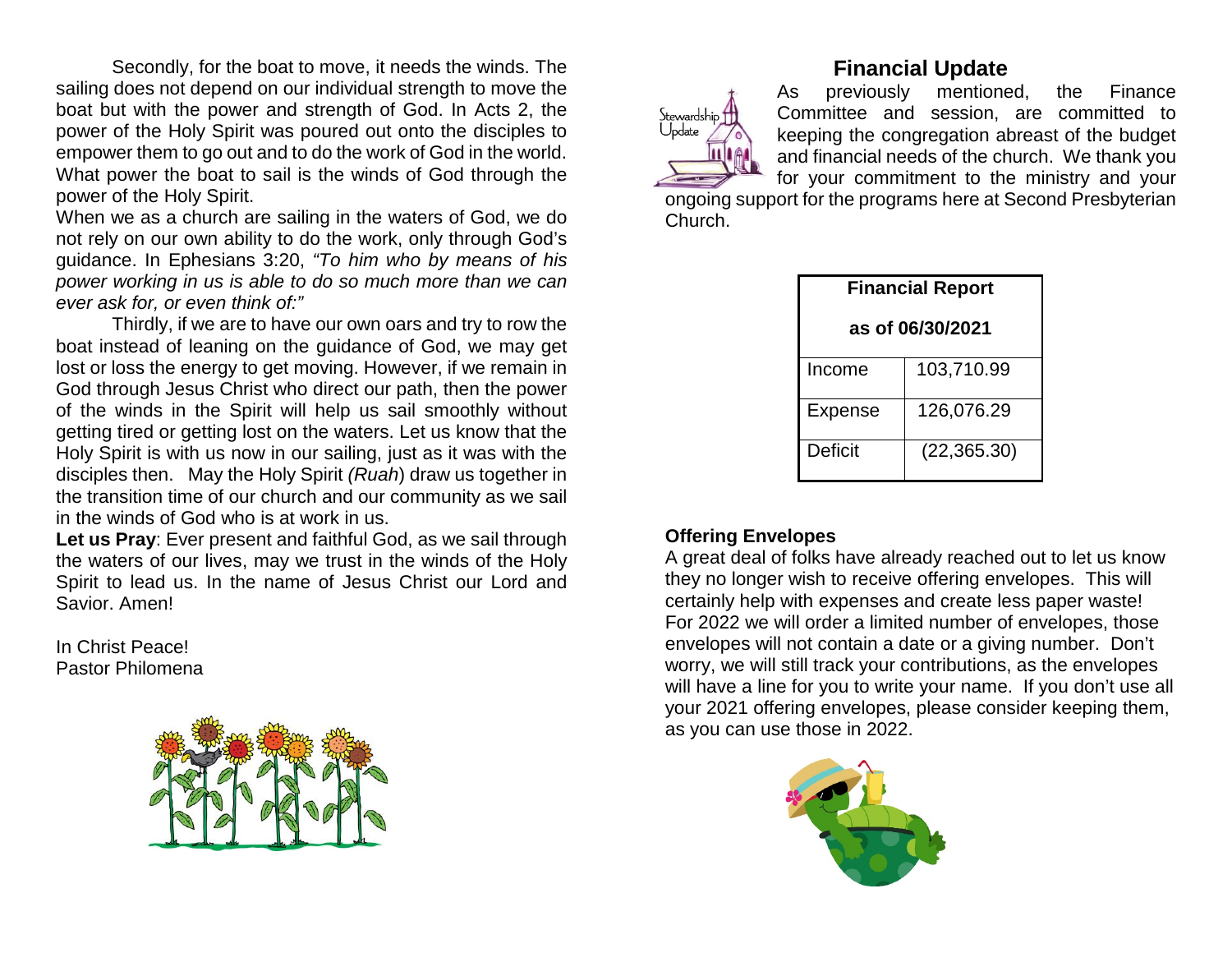Secondly, for the boat to move, it needs the winds. The sailing does not depend on our individual strength to move the boat but with the power and strength of God. In Acts 2, the power of the Holy Spirit was poured out onto the disciples to empower them to go out and to do the work of God in the world. What power the boat to sail is the winds of God through the power of the Holy Spirit.

When we as a church are sailing in the waters of God, we do not rely on our own ability to do the work, only through God's guidance. In Ephesians 3:20, *"To him who by means of his power working in us is able to do so much more than we can ever ask for, or even think of:"*

Thirdly, if we are to have our own oars and try to row the boat instead of leaning on the guidance of God, we may get lost or loss the energy to get moving. However, if we remain in God through Jesus Christ who direct our path, then the power of the winds in the Spirit will help us sail smoothly without getting tired or getting lost on the waters. Let us know that the Holy Spirit is with us now in our sailing, just as it was with the disciples then. May the Holy Spirit *(Ruah)* draw us together in the transition time of our church and our community as we sail in the winds of God who is at work in us.

**Let us Pray**: Ever present and faithful God, as we sail through the waters of our lives, may we trust in the winds of the Holy Spirit to lead us. In the name of Jesus Christ our Lord and Savior. Amen!

In Christ Peace!
Pastor Philomena

## Financial Update

As previously mentioned, the Finance Committee and session, are committed to keeping the congregation abreast of the budget and financial needs of the church. We thank you for your commitment to the ministry and your ongoing support for the programs here at Second Presbyterian Church.

| Financial Report as of 06/30/2021 | |
|---|---|
| Income | 103,710.99 |
| Expense | 126,076.29 |
| Deficit | (22,365.30) |

**Offering Envelopes**

A great deal of folks have already reached out to let us know they no longer wish to receive offering envelopes. This will certainly help with expenses and create less paper waste! For 2022 we will order a limited number of envelopes, those envelopes will not contain a date or a giving number. Don't worry, we will still track your contributions, as the envelopes will have a line for you to write your name. If you don't use all your 2021 offering envelopes, please consider keeping them, as you can use those in 2022.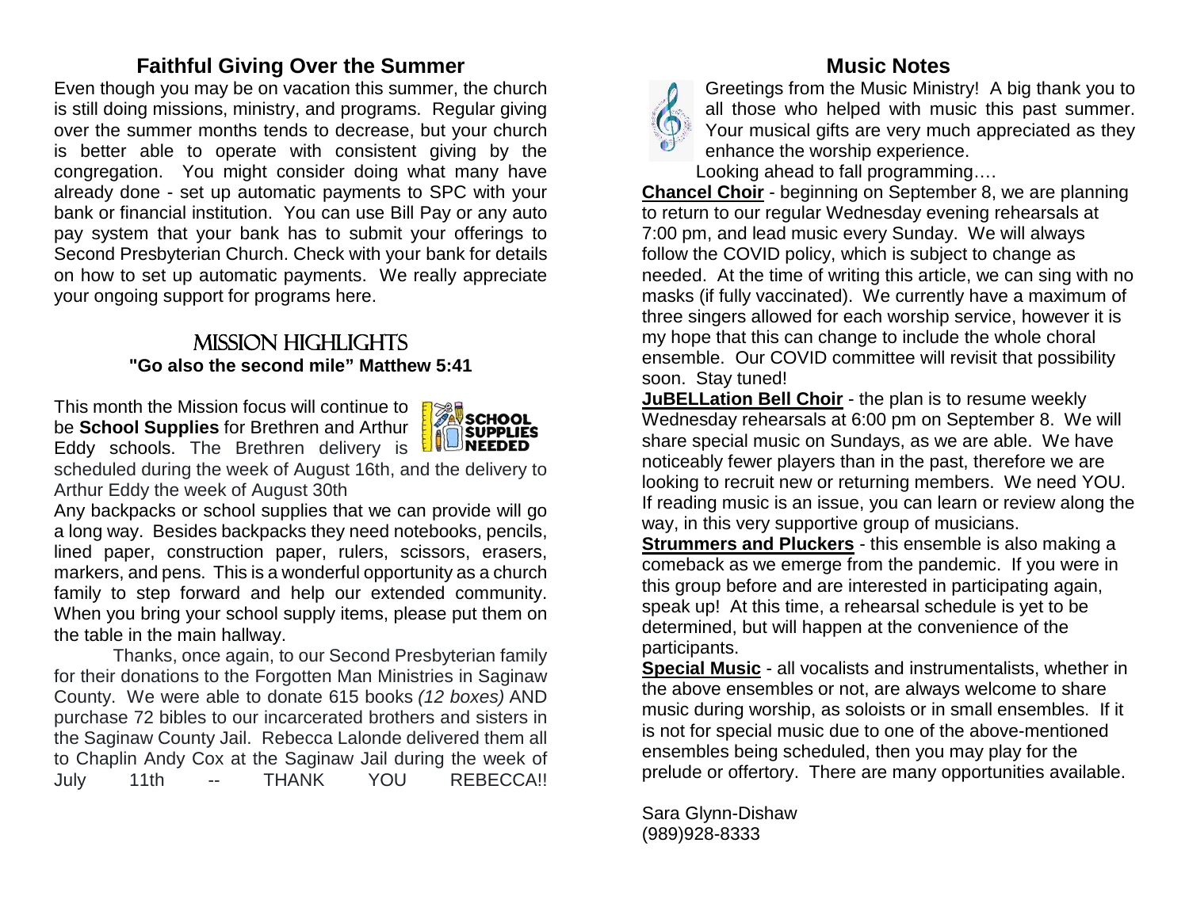## Faithful Giving Over the Summer

Even though you may be on vacation this summer, the church is still doing missions, ministry, and programs. Regular giving over the summer months tends to decrease, but your church is better able to operate with consistent giving by the congregation. You might consider doing what many have already done - set up automatic payments to SPC with your bank or financial institution. You can use Bill Pay or any auto pay system that your bank has to submit your offerings to Second Presbyterian Church. Check with your bank for details on how to set up automatic payments. We really appreciate your ongoing support for programs here.

## Mission Highlights

**"Go also the second mile" Matthew 5:41**

This month the Mission focus will continue to be **School Supplies** for Brethren and Arthur Eddy schools. The Brethren delivery is scheduled during the week of August 16th, and the delivery to Arthur Eddy the week of August 30th

Any backpacks or school supplies that we can provide will go a long way. Besides backpacks they need notebooks, pencils, lined paper, construction paper, rulers, scissors, erasers, markers, and pens. This is a wonderful opportunity as a church family to step forward and help our extended community. When you bring your school supply items, please put them on the table in the main hallway.

Thanks, once again, to our Second Presbyterian family for their donations to the Forgotten Man Ministries in Saginaw County. We were able to donate 615 books *(12 boxes)* AND purchase 72 bibles to our incarcerated brothers and sisters in the Saginaw County Jail. Rebecca Lalonde delivered them all to Chaplin Andy Cox at the Saginaw Jail during the week of July 11th -- THANK YOU REBECCA!!

## Music Notes

Greetings from the Music Ministry! A big thank you to all those who helped with music this past summer. Your musical gifts are very much appreciated as they enhance the worship experience.

Looking ahead to fall programming….

**Chancel Choir** - beginning on September 8, we are planning to return to our regular Wednesday evening rehearsals at 7:00 pm, and lead music every Sunday. We will always follow the COVID policy, which is subject to change as needed. At the time of writing this article, we can sing with no masks (if fully vaccinated). We currently have a maximum of three singers allowed for each worship service, however it is my hope that this can change to include the whole choral ensemble. Our COVID committee will revisit that possibility soon. Stay tuned!

**JuBELLation Bell Choir** - the plan is to resume weekly Wednesday rehearsals at 6:00 pm on September 8. We will share special music on Sundays, as we are able. We have noticeably fewer players than in the past, therefore we are looking to recruit new or returning members. We need YOU. If reading music is an issue, you can learn or review along the way, in this very supportive group of musicians.

**Strummers and Pluckers** - this ensemble is also making a comeback as we emerge from the pandemic. If you were in this group before and are interested in participating again, speak up! At this time, a rehearsal schedule is yet to be determined, but will happen at the convenience of the participants.

**Special Music** - all vocalists and instrumentalists, whether in the above ensembles or not, are always welcome to share music during worship, as soloists or in small ensembles. If it is not for special music due to one of the above-mentioned ensembles being scheduled, then you may play for the prelude or offertory. There are many opportunities available.

Sara Glynn-Dishaw
(989)928-8333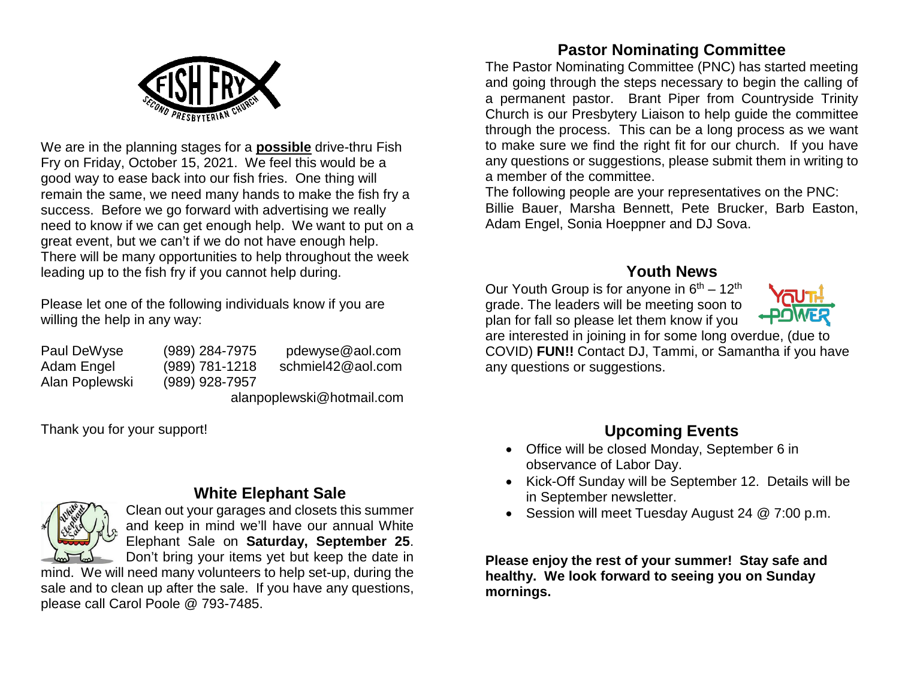We are in the planning stages for a **possible** drive-thru Fish Fry on Friday, October 15, 2021. We feel this would be a good way to ease back into our fish fries. One thing will remain the same, we need many hands to make the fish fry a success. Before we go forward with advertising we really need to know if we can get enough help. We want to put on a great event, but we can't if we do not have enough help. There will be many opportunities to help throughout the week leading up to the fish fry if you cannot help during.

Please let one of the following individuals know if you are willing the help in any way:

| | | |
|---|---|---|
| Paul DeWyse | (989) 284-7975 | pdewyse@aol.com |
| Adam Engel | (989) 781-1218 | schmiel42@aol.com |
| Alan Poplewski | (989) 928-7957 | alanpoplewski@hotmail.com |

Thank you for your support!

## White Elephant Sale

Clean out your garages and closets this summer and keep in mind we'll have our annual White Elephant Sale on **Saturday, September 25**. Don't bring your items yet but keep the date in mind. We will need many volunteers to help set-up, during the sale and to clean up after the sale. If you have any questions, please call Carol Poole @ 793-7485.

## Pastor Nominating Committee

The Pastor Nominating Committee (PNC) has started meeting and going through the steps necessary to begin the calling of a permanent pastor. Brant Piper from Countryside Trinity Church is our Presbytery Liaison to help guide the committee through the process. This can be a long process as we want to make sure we find the right fit for our church. If you have any questions or suggestions, please submit them in writing to a member of the committee.

The following people are your representatives on the PNC: Billie Bauer, Marsha Bennett, Pete Brucker, Barb Easton, Adam Engel, Sonia Hoeppner and DJ Sova.

## Youth News

Our Youth Group is for anyone in 6th – 12th grade. The leaders will be meeting soon to plan for fall so please let them know if you are interested in joining in for some long overdue, (due to COVID) **FUN!!** Contact DJ, Tammi, or Samantha if you have any questions or suggestions.

## Upcoming Events

- Office will be closed Monday, September 6 in observance of Labor Day.
- Kick-Off Sunday will be September 12. Details will be in September newsletter.
- Session will meet Tuesday August 24 @ 7:00 p.m.

**Please enjoy the rest of your summer! Stay safe and healthy. We look forward to seeing you on Sunday mornings.**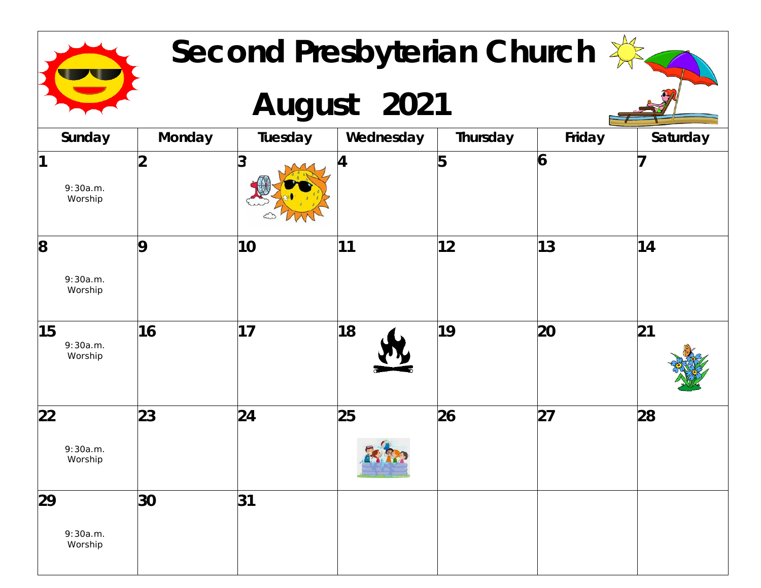# Second Presbyterian Church

## August 2021

| Sunday | Monday | Tuesday | Wednesday | Thursday | Friday | Saturday |
|---|---|---|---|---|---|---|
| 1<br>9:30a.m. Worship | 2 | 3 | 4 | 5 | 6 | 7 |
| 8<br>9:30a.m. Worship | 9 | 10 | 11 | 12 | 13 | 14 |
| 15<br>9:30a.m. Worship | 16 | 17 | 18 | 19 | 20 | 21 |
| 22<br>9:30a.m. Worship | 23 | 24 | 25 | 26 | 27 | 28 |
| 29<br>9:30a.m. Worship | 30 | 31 | | | | |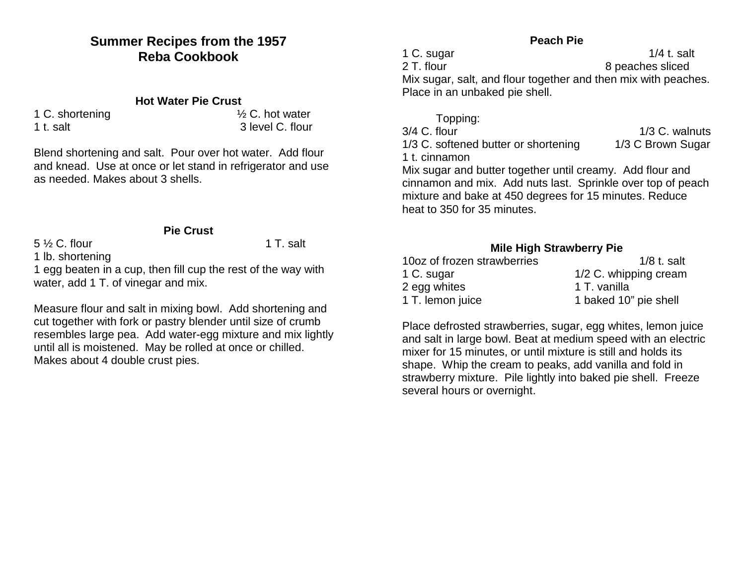# Summer Recipes from the 1957 Reba Cookbook

### Hot Water Pie Crust

1 C. shortening
½ C. hot water
1 t. salt
3 level C. flour

Blend shortening and salt. Pour over hot water. Add flour and knead. Use at once or let stand in refrigerator and use as needed. Makes about 3 shells.

### Pie Crust

5 ½ C. flour
1 T. salt
1 lb. shortening
1 egg beaten in a cup, then fill cup the rest of the way with water, add 1 T. of vinegar and mix.

Measure flour and salt in mixing bowl. Add shortening and cut together with fork or pastry blender until size of crumb resembles large pea. Add water-egg mixture and mix lightly until all is moistened. May be rolled at once or chilled. Makes about 4 double crust pies.

### Peach Pie

1 C. sugar
1/4 t. salt
2 T. flour
8 peaches sliced

Mix sugar, salt, and flour together and then mix with peaches. Place in an unbaked pie shell.

Topping:

3/4 C. flour
1/3 C. walnuts
1/3 C. softened butter or shortening
1/3 C Brown Sugar
1 t. cinnamon

Mix sugar and butter together until creamy. Add flour and cinnamon and mix. Add nuts last. Sprinkle over top of peach mixture and bake at 450 degrees for 15 minutes. Reduce heat to 350 for 35 minutes.

### Mile High Strawberry Pie

10oz of frozen strawberries
1/8 t. salt
1 C. sugar
1/2 C. whipping cream
2 egg whites
1 T. vanilla
1 T. lemon juice
1 baked 10" pie shell

Place defrosted strawberries, sugar, egg whites, lemon juice and salt in large bowl. Beat at medium speed with an electric mixer for 15 minutes, or until mixture is still and holds its shape. Whip the cream to peaks, add vanilla and fold in strawberry mixture. Pile lightly into baked pie shell. Freeze several hours or overnight.